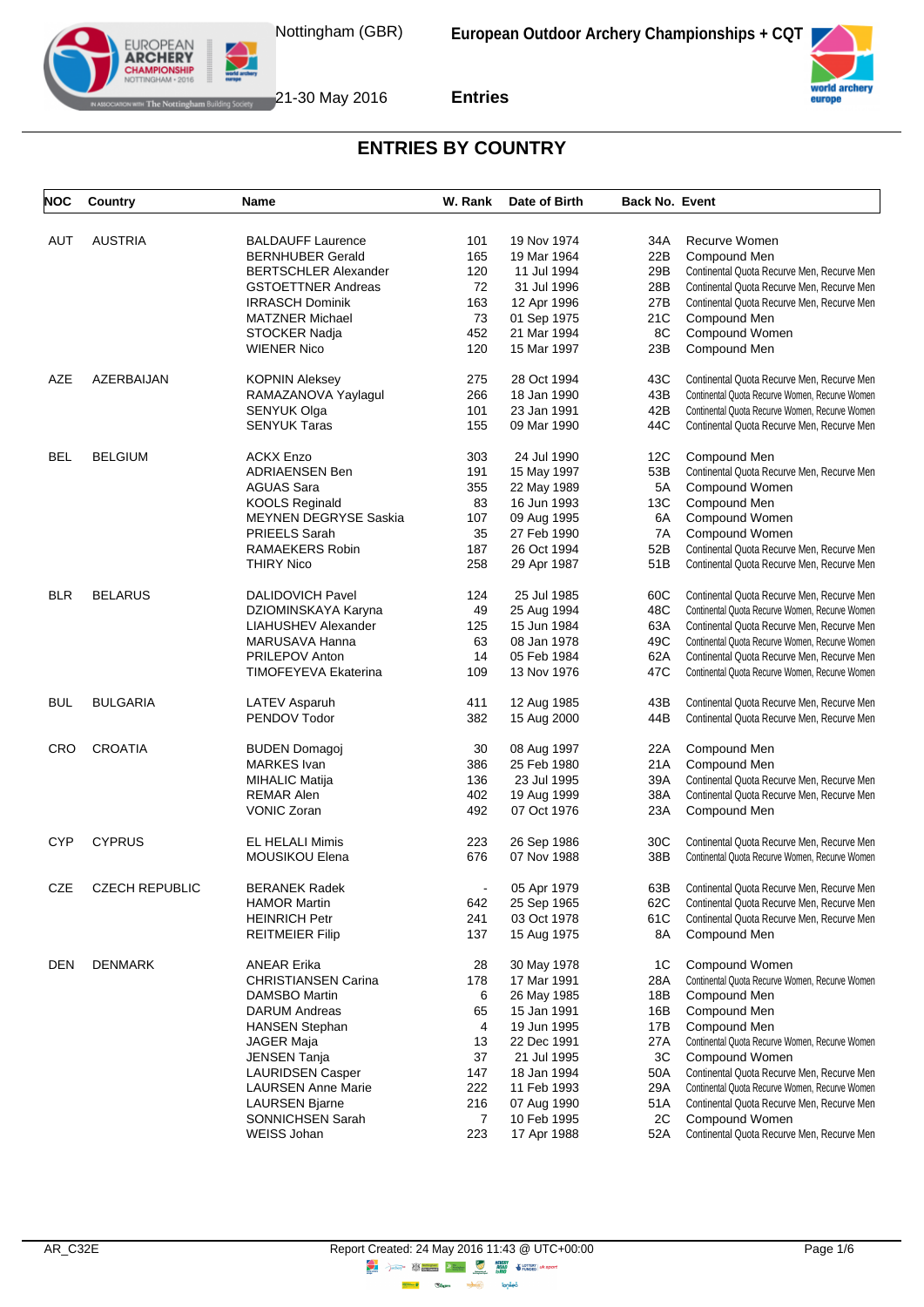Nottingham (GBR) — European Outdoor Archery Championships + CQT

21-30 May 2016 — Entries

# ENTRIES BY COUNTRY

| NOC | Country | Name | W. Rank | Date of Birth | Back No. | Event |
|---|---|---|---|---|---|---|
| AUT | AUSTRIA | BALDAUFF Laurence | 101 | 19 Nov 1974 | 34A | Recurve Women |
| | | BERNHUBER Gerald | 165 | 19 Mar 1964 | 22B | Compound Men |
| | | BERTSCHLER Alexander | 120 | 11 Jul 1994 | 29B | Continental Quota Recurve Men, Recurve Men |
| | | GSTOETTNER Andreas | 72 | 31 Jul 1996 | 28B | Continental Quota Recurve Men, Recurve Men |
| | | IRRASCH Dominik | 163 | 12 Apr 1996 | 27B | Continental Quota Recurve Men, Recurve Men |
| | | MATZNER Michael | 73 | 01 Sep 1975 | 21C | Compound Men |
| | | STOCKER Nadja | 452 | 21 Mar 1994 | 8C | Compound Women |
| | | WIENER Nico | 120 | 15 Mar 1997 | 23B | Compound Men |
| AZE | AZERBAIJAN | KOPNIN Aleksey | 275 | 28 Oct 1994 | 43C | Continental Quota Recurve Men, Recurve Men |
| | | RAMAZANOVA Yaylagul | 266 | 18 Jan 1990 | 43B | Continental Quota Recurve Women, Recurve Women |
| | | SENYUK Olga | 101 | 23 Jan 1991 | 42B | Continental Quota Recurve Women, Recurve Women |
| | | SENYUK Taras | 155 | 09 Mar 1990 | 44C | Continental Quota Recurve Men, Recurve Men |
| BEL | BELGIUM | ACKX Enzo | 303 | 24 Jul 1990 | 12C | Compound Men |
| | | ADRIAENSEN Ben | 191 | 15 May 1997 | 53B | Continental Quota Recurve Men, Recurve Men |
| | | AGUAS Sara | 355 | 22 May 1989 | 5A | Compound Women |
| | | KOOLS Reginald | 83 | 16 Jun 1993 | 13C | Compound Men |
| | | MEYNEN DEGRYSE Saskia | 107 | 09 Aug 1995 | 6A | Compound Women |
| | | PRIEELS Sarah | 35 | 27 Feb 1990 | 7A | Compound Women |
| | | RAMAEKERS Robin | 187 | 26 Oct 1994 | 52B | Continental Quota Recurve Men, Recurve Men |
| | | THIRY Nico | 258 | 29 Apr 1987 | 51B | Continental Quota Recurve Men, Recurve Men |
| BLR | BELARUS | DALIDOVICH Pavel | 124 | 25 Jul 1985 | 60C | Continental Quota Recurve Men, Recurve Men |
| | | DZIOMINSKAYA Karyna | 49 | 25 Aug 1994 | 48C | Continental Quota Recurve Women, Recurve Women |
| | | LIAHUSHEV Alexander | 125 | 15 Jun 1984 | 63A | Continental Quota Recurve Men, Recurve Men |
| | | MARUSAVA Hanna | 63 | 08 Jan 1978 | 49C | Continental Quota Recurve Women, Recurve Women |
| | | PRILEPOV Anton | 14 | 05 Feb 1984 | 62A | Continental Quota Recurve Men, Recurve Men |
| | | TIMOFEYEVA Ekaterina | 109 | 13 Nov 1976 | 47C | Continental Quota Recurve Women, Recurve Women |
| BUL | BULGARIA | LATEV Asparuh | 411 | 12 Aug 1985 | 43B | Continental Quota Recurve Men, Recurve Men |
| | | PENDOV Todor | 382 | 15 Aug 2000 | 44B | Continental Quota Recurve Men, Recurve Men |
| CRO | CROATIA | BUDEN Domagoj | 30 | 08 Aug 1997 | 22A | Compound Men |
| | | MARKES Ivan | 386 | 25 Feb 1980 | 21A | Compound Men |
| | | MIHALIC Matija | 136 | 23 Jul 1995 | 39A | Continental Quota Recurve Men, Recurve Men |
| | | REMAR Alen | 402 | 19 Aug 1999 | 38A | Continental Quota Recurve Men, Recurve Men |
| | | VONIC Zoran | 492 | 07 Oct 1976 | 23A | Compound Men |
| CYP | CYPRUS | EL HELALI Mimis | 223 | 26 Sep 1986 | 30C | Continental Quota Recurve Men, Recurve Men |
| | | MOUSIKOU Elena | 676 | 07 Nov 1988 | 38B | Continental Quota Recurve Women, Recurve Women |
| CZE | CZECH REPUBLIC | BERANEK Radek | - | 05 Apr 1979 | 63B | Continental Quota Recurve Men, Recurve Men |
| | | HAMOR Martin | 642 | 25 Sep 1965 | 62C | Continental Quota Recurve Men, Recurve Men |
| | | HEINRICH Petr | 241 | 03 Oct 1978 | 61C | Continental Quota Recurve Men, Recurve Men |
| | | REITMEIER Filip | 137 | 15 Aug 1975 | 8A | Compound Men |
| DEN | DENMARK | ANEAR Erika | 28 | 30 May 1978 | 1C | Compound Women |
| | | CHRISTIANSEN Carina | 178 | 17 Mar 1991 | 28A | Continental Quota Recurve Women, Recurve Women |
| | | DAMSBO Martin | 6 | 26 May 1985 | 18B | Compound Men |
| | | DARUM Andreas | 65 | 15 Jan 1991 | 16B | Compound Men |
| | | HANSEN Stephan | 4 | 19 Jun 1995 | 17B | Compound Men |
| | | JAGER Maja | 13 | 22 Dec 1991 | 27A | Continental Quota Recurve Women, Recurve Women |
| | | JENSEN Tanja | 37 | 21 Jul 1995 | 3C | Compound Women |
| | | LAURIDSEN Casper | 147 | 18 Jan 1994 | 50A | Continental Quota Recurve Men, Recurve Men |
| | | LAURSEN Anne Marie | 222 | 11 Feb 1993 | 29A | Continental Quota Recurve Women, Recurve Women |
| | | LAURSEN Bjarne | 216 | 07 Aug 1990 | 51A | Continental Quota Recurve Men, Recurve Men |
| | | SONNICHSEN Sarah | 7 | 10 Feb 1995 | 2C | Compound Women |
| | | WEISS Johan | 223 | 17 Apr 1988 | 52A | Continental Quota Recurve Men, Recurve Men |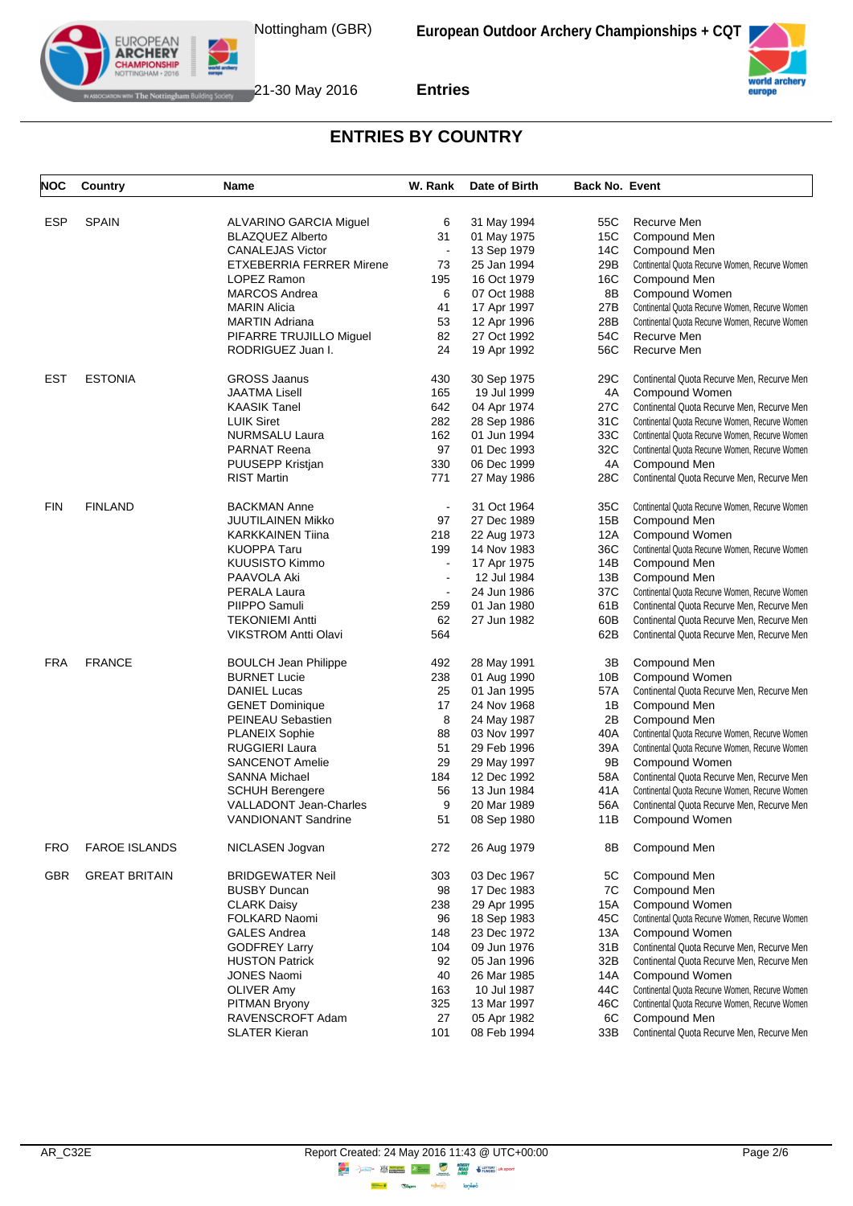## ENTRIES BY COUNTRY

| NOC | Country | Name | W. Rank | Date of Birth | Back No. | Event |
|---|---|---|---|---|---|---|
| ESP | SPAIN | ALVARINO GARCIA Miguel | 6 | 31 May 1994 | 55C | Recurve Men |
| | | BLAZQUEZ Alberto | 31 | 01 May 1975 | 15C | Compound Men |
| | | CANALEJAS Victor | - | 13 Sep 1979 | 14C | Compound Men |
| | | ETXEBERRIA FERRER Mirene | 73 | 25 Jan 1994 | 29B | Continental Quota Recurve Women, Recurve Women |
| | | LOPEZ Ramon | 195 | 16 Oct 1979 | 16C | Compound Men |
| | | MARCOS Andrea | 6 | 07 Oct 1988 | 8B | Compound Women |
| | | MARIN Alicia | 41 | 17 Apr 1997 | 27B | Continental Quota Recurve Women, Recurve Women |
| | | MARTIN Adriana | 53 | 12 Apr 1996 | 28B | Continental Quota Recurve Women, Recurve Women |
| | | PIFARRE TRUJILLO Miguel | 82 | 27 Oct 1992 | 54C | Recurve Men |
| | | RODRIGUEZ Juan I. | 24 | 19 Apr 1992 | 56C | Recurve Men |
| EST | ESTONIA | GROSS Jaanus | 430 | 30 Sep 1975 | 29C | Continental Quota Recurve Men, Recurve Men |
| | | JAATMA Lisell | 165 | 19 Jul 1999 | 4A | Compound Women |
| | | KAASIK Tanel | 642 | 04 Apr 1974 | 27C | Continental Quota Recurve Men, Recurve Men |
| | | LUIK Siret | 282 | 28 Sep 1986 | 31C | Continental Quota Recurve Women, Recurve Women |
| | | NURMSALU Laura | 162 | 01 Jun 1994 | 33C | Continental Quota Recurve Women, Recurve Women |
| | | PARNAT Reena | 97 | 01 Dec 1993 | 32C | Continental Quota Recurve Women, Recurve Women |
| | | PUUSEPP Kristjan | 330 | 06 Dec 1999 | 4A | Compound Men |
| | | RIST Martin | 771 | 27 May 1986 | 28C | Continental Quota Recurve Men, Recurve Men |
| FIN | FINLAND | BACKMAN Anne | - | 31 Oct 1964 | 35C | Continental Quota Recurve Women, Recurve Women |
| | | JUUTILAINEN Mikko | 97 | 27 Dec 1989 | 15B | Compound Men |
| | | KARKKAINEN Tiina | 218 | 22 Aug 1973 | 12A | Compound Women |
| | | KUOPPA Taru | 199 | 14 Nov 1983 | 36C | Continental Quota Recurve Women, Recurve Women |
| | | KUUSISTO Kimmo | - | 17 Apr 1975 | 14B | Compound Men |
| | | PAAVOLA Aki | - | 12 Jul 1984 | 13B | Compound Men |
| | | PERALA Laura | - | 24 Jun 1986 | 37C | Continental Quota Recurve Women, Recurve Women |
| | | PIIPPO Samuli | 259 | 01 Jan 1980 | 61B | Continental Quota Recurve Men, Recurve Men |
| | | TEKONIEMI Antti | 62 | 27 Jun 1982 | 60B | Continental Quota Recurve Men, Recurve Men |
| | | VIKSTROM Antti Olavi | 564 | | 62B | Continental Quota Recurve Men, Recurve Men |
| FRA | FRANCE | BOULCH Jean Philippe | 492 | 28 May 1991 | 3B | Compound Men |
| | | BURNET Lucie | 238 | 01 Aug 1990 | 10B | Compound Women |
| | | DANIEL Lucas | 25 | 01 Jan 1995 | 57A | Continental Quota Recurve Men, Recurve Men |
| | | GENET Dominique | 17 | 24 Nov 1968 | 1B | Compound Men |
| | | PEINEAU Sebastien | 8 | 24 May 1987 | 2B | Compound Men |
| | | PLANEIX Sophie | 88 | 03 Nov 1997 | 40A | Continental Quota Recurve Women, Recurve Women |
| | | RUGGIERI Laura | 51 | 29 Feb 1996 | 39A | Continental Quota Recurve Women, Recurve Women |
| | | SANCENOT Amelie | 29 | 29 May 1997 | 9B | Compound Women |
| | | SANNA Michael | 184 | 12 Dec 1992 | 58A | Continental Quota Recurve Men, Recurve Men |
| | | SCHUH Berengere | 56 | 13 Jun 1984 | 41A | Continental Quota Recurve Women, Recurve Women |
| | | VALLADONT Jean-Charles | 9 | 20 Mar 1989 | 56A | Continental Quota Recurve Men, Recurve Men |
| | | VANDIONANT Sandrine | 51 | 08 Sep 1980 | 11B | Compound Women |
| FRO | FAROE ISLANDS | NICLASEN Jogvan | 272 | 26 Aug 1979 | 8B | Compound Men |
| GBR | GREAT BRITAIN | BRIDGEWATER Neil | 303 | 03 Dec 1967 | 5C | Compound Men |
| | | BUSBY Duncan | 98 | 17 Dec 1983 | 7C | Compound Men |
| | | CLARK Daisy | 238 | 29 Apr 1995 | 15A | Compound Women |
| | | FOLKARD Naomi | 96 | 18 Sep 1983 | 45C | Continental Quota Recurve Women, Recurve Women |
| | | GALES Andrea | 148 | 23 Dec 1972 | 13A | Compound Women |
| | | GODFREY Larry | 104 | 09 Jun 1976 | 31B | Continental Quota Recurve Men, Recurve Men |
| | | HUSTON Patrick | 92 | 05 Jan 1996 | 32B | Continental Quota Recurve Men, Recurve Men |
| | | JONES Naomi | 40 | 26 Mar 1985 | 14A | Compound Women |
| | | OLIVER Amy | 163 | 10 Jul 1987 | 44C | Continental Quota Recurve Women, Recurve Women |
| | | PITMAN Bryony | 325 | 13 Mar 1997 | 46C | Continental Quota Recurve Women, Recurve Women |
| | | RAVENSCROFT Adam | 27 | 05 Apr 1982 | 6C | Compound Men |
| | | SLATER Kieran | 101 | 08 Feb 1994 | 33B | Continental Quota Recurve Men, Recurve Men |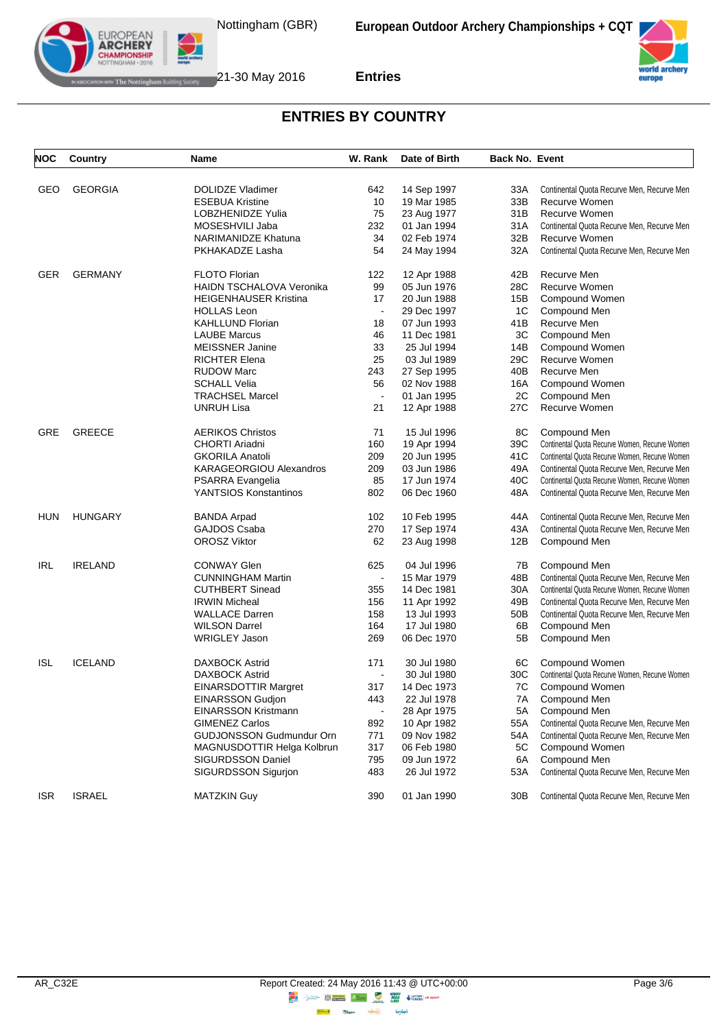## ENTRIES BY COUNTRY

| NOC | Country | Name | W. Rank | Date of Birth | Back No. | Event |
|---|---|---|---|---|---|---|
| GEO | GEORGIA | DOLIDZE Vladimer | 642 | 14 Sep 1997 | 33A | Continental Quota Recurve Men, Recurve Men |
| | | ESEBUA Kristine | 10 | 19 Mar 1985 | 33B | Recurve Women |
| | | LOBZHENIDZE Yulia | 75 | 23 Aug 1977 | 31B | Recurve Women |
| | | MOSESHVILI Jaba | 232 | 01 Jan 1994 | 31A | Continental Quota Recurve Men, Recurve Men |
| | | NARIMANIDZE Khatuna | 34 | 02 Feb 1974 | 32B | Recurve Women |
| | | PKHAKADZE Lasha | 54 | 24 May 1994 | 32A | Continental Quota Recurve Men, Recurve Men |
| GER | GERMANY | FLOTO Florian | 122 | 12 Apr 1988 | 42B | Recurve Men |
| | | HAIDN TSCHALOVA Veronika | 99 | 05 Jun 1976 | 28C | Recurve Women |
| | | HEIGENHAUSER Kristina | 17 | 20 Jun 1988 | 15B | Compound Women |
| | | HOLLAS Leon | - | 29 Dec 1997 | 1C | Compound Men |
| | | KAHLLUND Florian | 18 | 07 Jun 1993 | 41B | Recurve Men |
| | | LAUBE Marcus | 46 | 11 Dec 1981 | 3C | Compound Men |
| | | MEISSNER Janine | 33 | 25 Jul 1994 | 14B | Compound Women |
| | | RICHTER Elena | 25 | 03 Jul 1989 | 29C | Recurve Women |
| | | RUDOW Marc | 243 | 27 Sep 1995 | 40B | Recurve Men |
| | | SCHALL Velia | 56 | 02 Nov 1988 | 16A | Compound Women |
| | | TRACHSEL Marcel | - | 01 Jan 1995 | 2C | Compound Men |
| | | UNRUH Lisa | 21 | 12 Apr 1988 | 27C | Recurve Women |
| GRE | GREECE | AERIKOS Christos | 71 | 15 Jul 1996 | 8C | Compound Men |
| | | CHORTI Ariadni | 160 | 19 Apr 1994 | 39C | Continental Quota Recurve Women, Recurve Women |
| | | GKORILA Anatoli | 209 | 20 Jun 1995 | 41C | Continental Quota Recurve Women, Recurve Women |
| | | KARAGEORGIOU Alexandros | 209 | 03 Jun 1986 | 49A | Continental Quota Recurve Men, Recurve Men |
| | | PSARRA Evangelia | 85 | 17 Jun 1974 | 40C | Continental Quota Recurve Women, Recurve Women |
| | | YANTSIOS Konstantinos | 802 | 06 Dec 1960 | 48A | Continental Quota Recurve Men, Recurve Men |
| HUN | HUNGARY | BANDA Arpad | 102 | 10 Feb 1995 | 44A | Continental Quota Recurve Men, Recurve Men |
| | | GAJDOS Csaba | 270 | 17 Sep 1974 | 43A | Continental Quota Recurve Men, Recurve Men |
| | | OROSZ Viktor | 62 | 23 Aug 1998 | 12B | Compound Men |
| IRL | IRELAND | CONWAY Glen | 625 | 04 Jul 1996 | 7B | Compound Men |
| | | CUNNINGHAM Martin | - | 15 Mar 1979 | 48B | Continental Quota Recurve Men, Recurve Men |
| | | CUTHBERT Sinead | 355 | 14 Dec 1981 | 30A | Continental Quota Recurve Women, Recurve Women |
| | | IRWIN Micheal | 156 | 11 Apr 1992 | 49B | Continental Quota Recurve Men, Recurve Men |
| | | WALLACE Darren | 158 | 13 Jul 1993 | 50B | Continental Quota Recurve Men, Recurve Men |
| | | WILSON Darrel | 164 | 17 Jul 1980 | 6B | Compound Men |
| | | WRIGLEY Jason | 269 | 06 Dec 1970 | 5B | Compound Men |
| ISL | ICELAND | DAXBOCK Astrid | 171 | 30 Jul 1980 | 6C | Compound Women |
| | | DAXBOCK Astrid | - | 30 Jul 1980 | 30C | Continental Quota Recurve Women, Recurve Women |
| | | EINARSDOTTIR Margret | 317 | 14 Dec 1973 | 7C | Compound Women |
| | | EINARSSON Gudjon | 443 | 22 Jul 1978 | 7A | Compound Men |
| | | EINARSSON Kristmann | - | 28 Apr 1975 | 5A | Compound Men |
| | | GIMENEZ Carlos | 892 | 10 Apr 1982 | 55A | Continental Quota Recurve Men, Recurve Men |
| | | GUDJONSSON Gudmundur Orn | 771 | 09 Nov 1982 | 54A | Continental Quota Recurve Men, Recurve Men |
| | | MAGNUSDOTTIR Helga Kolbrun | 317 | 06 Feb 1980 | 5C | Compound Women |
| | | SIGURDSSON Daniel | 795 | 09 Jun 1972 | 6A | Compound Men |
| | | SIGURDSSON Sigurjon | 483 | 26 Jul 1972 | 53A | Continental Quota Recurve Men, Recurve Men |
| ISR | ISRAEL | MATZKIN Guy | 390 | 01 Jan 1990 | 30B | Continental Quota Recurve Men, Recurve Men |

AR_C32E Report Created: 24 May 2016 11:43 @ UTC+00:00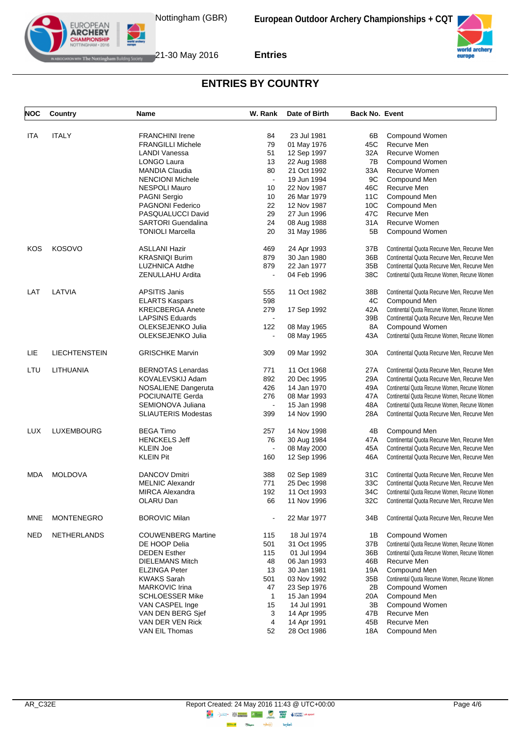# ENTRIES BY COUNTRY

| NOC | Country | Name | W. Rank | Date of Birth | Back No. | Event |
|---|---|---|---|---|---|---|
| ITA | ITALY | FRANCHINI Irene | 84 | 23 Jul 1981 | 6B | Compound Women |
| | | FRANGILLI Michele | 79 | 01 May 1976 | 45C | Recurve Men |
| | | LANDI Vanessa | 51 | 12 Sep 1997 | 32A | Recurve Women |
| | | LONGO Laura | 13 | 22 Aug 1988 | 7B | Compound Women |
| | | MANDIA Claudia | 80 | 21 Oct 1992 | 33A | Recurve Women |
| | | NENCIONI Michele | - | 19 Jun 1994 | 9C | Compound Men |
| | | NESPOLI Mauro | 10 | 22 Nov 1987 | 46C | Recurve Men |
| | | PAGNI Sergio | 10 | 26 Mar 1979 | 11C | Compound Men |
| | | PAGNONI Federico | 22 | 12 Nov 1987 | 10C | Compound Men |
| | | PASQUALUCCI David | 29 | 27 Jun 1996 | 47C | Recurve Men |
| | | SARTORI Guendalina | 24 | 08 Aug 1988 | 31A | Recurve Women |
| | | TONIOLI Marcella | 20 | 31 May 1986 | 5B | Compound Women |
| KOS | KOSOVO | ASLLANI Hazir | 469 | 24 Apr 1993 | 37B | Continental Quota Recurve Men, Recurve Men |
| | | KRASNIQI Burim | 879 | 30 Jan 1980 | 36B | Continental Quota Recurve Men, Recurve Men |
| | | LUZHNICA Atdhe | 879 | 22 Jan 1977 | 35B | Continental Quota Recurve Men, Recurve Men |
| | | ZENULLAHU Ardita | - | 04 Feb 1996 | 38C | Continental Quota Recurve Women, Recurve Women |
| LAT | LATVIA | APSITIS Janis | 555 | 11 Oct 1982 | 38B | Continental Quota Recurve Men, Recurve Men |
| | | ELARTS Kaspars | 598 | | 4C | Compound Men |
| | | KREICBERGA Anete | 279 | 17 Sep 1992 | 42A | Continental Quota Recurve Women, Recurve Women |
| | | LAPSINS Eduards | - | | 39B | Continental Quota Recurve Men, Recurve Men |
| | | OLEKSEJENKO Julia | 122 | 08 May 1965 | 8A | Compound Women |
| | | OLEKSEJENKO Julia | - | 08 May 1965 | 43A | Continental Quota Recurve Women, Recurve Women |
| LIE | LIECHTENSTEIN | GRISCHKE Marvin | 309 | 09 Mar 1992 | 30A | Continental Quota Recurve Men, Recurve Men |
| LTU | LITHUANIA | BERNOTAS Lenardas | 771 | 11 Oct 1968 | 27A | Continental Quota Recurve Men, Recurve Men |
| | | KOVALEVSKIJ Adam | 892 | 20 Dec 1995 | 29A | Continental Quota Recurve Men, Recurve Men |
| | | NOSALIENE Dangeruta | 426 | 14 Jan 1970 | 49A | Continental Quota Recurve Women, Recurve Women |
| | | POCIUNAITE Gerda | 276 | 08 Mar 1993 | 47A | Continental Quota Recurve Women, Recurve Women |
| | | SEMIONOVA Juliana | - | 15 Jan 1998 | 48A | Continental Quota Recurve Women, Recurve Women |
| | | SLIAUTERIS Modestas | 399 | 14 Nov 1990 | 28A | Continental Quota Recurve Men, Recurve Men |
| LUX | LUXEMBOURG | BEGA Timo | 257 | 14 Nov 1998 | 4B | Compound Men |
| | | HENCKELS Jeff | 76 | 30 Aug 1984 | 47A | Continental Quota Recurve Men, Recurve Men |
| | | KLEIN Joe | - | 08 May 2000 | 45A | Continental Quota Recurve Men, Recurve Men |
| | | KLEIN Pit | 160 | 12 Sep 1996 | 46A | Continental Quota Recurve Men, Recurve Men |
| MDA | MOLDOVA | DANCOV Dmitri | 388 | 02 Sep 1989 | 31C | Continental Quota Recurve Men, Recurve Men |
| | | MELNIC Alexandr | 771 | 25 Dec 1998 | 33C | Continental Quota Recurve Men, Recurve Men |
| | | MIRCA Alexandra | 192 | 11 Oct 1993 | 34C | Continental Quota Recurve Women, Recurve Women |
| | | OLARU Dan | 66 | 11 Nov 1996 | 32C | Continental Quota Recurve Men, Recurve Men |
| MNE | MONTENEGRO | BOROVIC Milan | - | 22 Mar 1977 | 34B | Continental Quota Recurve Men, Recurve Men |
| NED | NETHERLANDS | COUWENBERG Martine | 115 | 18 Jul 1974 | 1B | Compound Women |
| | | DE HOOP Delia | 501 | 31 Oct 1995 | 37B | Continental Quota Recurve Women, Recurve Women |
| | | DEDEN Esther | 115 | 01 Jul 1994 | 36B | Continental Quota Recurve Women, Recurve Women |
| | | DIELEMANS Mitch | 48 | 06 Jan 1993 | 46B | Recurve Men |
| | | ELZINGA Peter | 13 | 30 Jan 1981 | 19A | Compound Men |
| | | KWAKS Sarah | 501 | 03 Nov 1992 | 35B | Continental Quota Recurve Women, Recurve Women |
| | | MARKOVIC Irina | 47 | 23 Sep 1976 | 2B | Compound Women |
| | | SCHLOESSER Mike | 1 | 15 Jan 1994 | 20A | Compound Men |
| | | VAN CASPEL Inge | 15 | 14 Jul 1991 | 3B | Compound Women |
| | | VAN DEN BERG Sjef | 3 | 14 Apr 1995 | 47B | Recurve Men |
| | | VAN DER VEN Rick | 4 | 14 Apr 1991 | 45B | Recurve Men |
| | | VAN EIL Thomas | 52 | 28 Oct 1986 | 18A | Compound Men |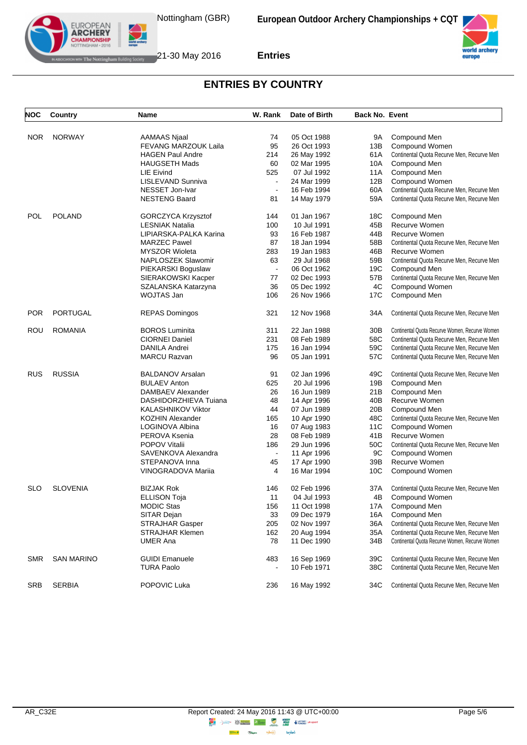## ENTRIES BY COUNTRY

| NOC | Country | Name | W. Rank | Date of Birth | Back No. | Event |
|---|---|---|---|---|---|---|
| NOR | NORWAY | AAMAAS Njaal | 74 | 05 Oct 1988 | 9A | Compound Men |
| | | FEVANG MARZOUK Laila | 95 | 26 Oct 1993 | 13B | Compound Women |
| | | HAGEN Paul Andre | 214 | 26 May 1992 | 61A | Continental Quota Recurve Men, Recurve Men |
| | | HAUGSETH Mads | 60 | 02 Mar 1995 | 10A | Compound Men |
| | | LIE Eivind | 525 | 07 Jul 1992 | 11A | Compound Men |
| | | LISLEVAND Sunniva | - | 24 Mar 1999 | 12B | Compound Women |
| | | NESSET Jon-Ivar | - | 16 Feb 1994 | 60A | Continental Quota Recurve Men, Recurve Men |
| | | NESTENG Baard | 81 | 14 May 1979 | 59A | Continental Quota Recurve Men, Recurve Men |
| POL | POLAND | GORCZYCA Krzysztof | 144 | 01 Jan 1967 | 18C | Compound Men |
| | | LESNIAK Natalia | 100 | 10 Jul 1991 | 45B | Recurve Women |
| | | LIPIARSKA-PALKA Karina | 93 | 16 Feb 1987 | 44B | Recurve Women |
| | | MARZEC Pawel | 87 | 18 Jan 1994 | 58B | Continental Quota Recurve Men, Recurve Men |
| | | MYSZOR Wioleta | 283 | 19 Jan 1983 | 46B | Recurve Women |
| | | NAPLOSZEK Slawomir | 63 | 29 Jul 1968 | 59B | Continental Quota Recurve Men, Recurve Men |
| | | PIEKARSKI Boguslaw | - | 06 Oct 1962 | 19C | Compound Men |
| | | SIERAKOWSKI Kacper | 77 | 02 Dec 1993 | 57B | Continental Quota Recurve Men, Recurve Men |
| | | SZALANSKA Katarzyna | 36 | 05 Dec 1992 | 4C | Compound Women |
| | | WOJTAS Jan | 106 | 26 Nov 1966 | 17C | Compound Men |
| POR | PORTUGAL | REPAS Domingos | 321 | 12 Nov 1968 | 34A | Continental Quota Recurve Men, Recurve Men |
| ROU | ROMANIA | BOROS Luminita | 311 | 22 Jan 1988 | 30B | Continental Quota Recurve Women, Recurve Women |
| | | CIORNEI Daniel | 231 | 08 Feb 1989 | 58C | Continental Quota Recurve Men, Recurve Men |
| | | DANILA Andrei | 175 | 16 Jan 1994 | 59C | Continental Quota Recurve Men, Recurve Men |
| | | MARCU Razvan | 96 | 05 Jan 1991 | 57C | Continental Quota Recurve Men, Recurve Men |
| RUS | RUSSIA | BALDANOV Arsalan | 91 | 02 Jan 1996 | 49C | Continental Quota Recurve Men, Recurve Men |
| | | BULAEV Anton | 625 | 20 Jul 1996 | 19B | Compound Men |
| | | DAMBAEV Alexander | 26 | 16 Jun 1989 | 21B | Compound Men |
| | | DASHIDORZHIEVA Tuiana | 48 | 14 Apr 1996 | 40B | Recurve Women |
| | | KALASHNIKOV Viktor | 44 | 07 Jun 1989 | 20B | Compound Men |
| | | KOZHIN Alexander | 165 | 10 Apr 1990 | 48C | Continental Quota Recurve Men, Recurve Men |
| | | LOGINOVA Albina | 16 | 07 Aug 1983 | 11C | Compound Women |
| | | PEROVA Ksenia | 28 | 08 Feb 1989 | 41B | Recurve Women |
| | | POPOV Vitalii | 186 | 29 Jun 1996 | 50C | Continental Quota Recurve Men, Recurve Men |
| | | SAVENKOVA Alexandra | - | 11 Apr 1996 | 9C | Compound Women |
| | | STEPANOVA Inna | 45 | 17 Apr 1990 | 39B | Recurve Women |
| | | VINOGRADOVA Mariia | 4 | 16 Mar 1994 | 10C | Compound Women |
| SLO | SLOVENIA | BIZJAK Rok | 146 | 02 Feb 1996 | 37A | Continental Quota Recurve Men, Recurve Men |
| | | ELLISON Toja | 11 | 04 Jul 1993 | 4B | Compound Women |
| | | MODIC Stas | 156 | 11 Oct 1998 | 17A | Compound Men |
| | | SITAR Dejan | 33 | 09 Dec 1979 | 16A | Compound Men |
| | | STRAJHAR Gasper | 205 | 02 Nov 1997 | 36A | Continental Quota Recurve Men, Recurve Men |
| | | STRAJHAR Klemen | 162 | 20 Aug 1994 | 35A | Continental Quota Recurve Men, Recurve Men |
| | | UMER Ana | 78 | 11 Dec 1990 | 34B | Continental Quota Recurve Women, Recurve Women |
| SMR | SAN MARINO | GUIDI Emanuele | 483 | 16 Sep 1969 | 39C | Continental Quota Recurve Men, Recurve Men |
| | | TURA Paolo | - | 10 Feb 1971 | 38C | Continental Quota Recurve Men, Recurve Men |
| SRB | SERBIA | POPOVIC Luka | 236 | 16 May 1992 | 34C | Continental Quota Recurve Men, Recurve Men |

AR_C32E Report Created: 24 May 2016 11:43 @ UTC+00:00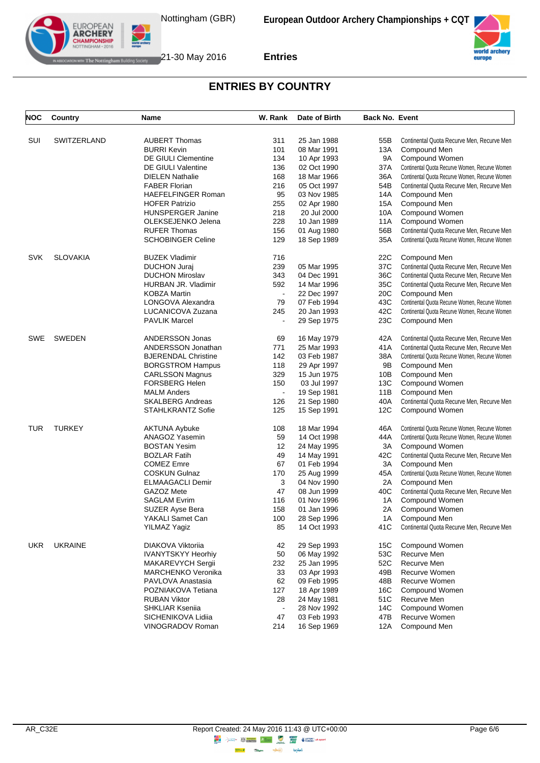## ENTRIES BY COUNTRY

| NOC | Country | Name | W. Rank | Date of Birth | Back No. | Event |
|---|---|---|---|---|---|---|
| SUI | SWITZERLAND | AUBERT Thomas | 311 | 25 Jan 1988 | 55B | Continental Quota Recurve Men, Recurve Men |
| | | BURRI Kevin | 101 | 08 Mar 1991 | 13A | Compound Men |
| | | DE GIULI Clementine | 134 | 10 Apr 1993 | 9A | Compound Women |
| | | DE GIULI Valentine | 136 | 02 Oct 1990 | 37A | Continental Quota Recurve Women, Recurve Women |
| | | DIELEN Nathalie | 168 | 18 Mar 1966 | 36A | Continental Quota Recurve Women, Recurve Women |
| | | FABER Florian | 216 | 05 Oct 1997 | 54B | Continental Quota Recurve Men, Recurve Men |
| | | HAEFELFINGER Roman | 95 | 03 Nov 1985 | 14A | Compound Men |
| | | HOFER Patrizio | 255 | 02 Apr 1980 | 15A | Compound Men |
| | | HUNSPERGER Janine | 218 | 20 Jul 2000 | 10A | Compound Women |
| | | OLEKSEJENKO Jelena | 228 | 10 Jan 1989 | 11A | Compound Women |
| | | RUFER Thomas | 156 | 01 Aug 1980 | 56B | Continental Quota Recurve Men, Recurve Men |
| | | SCHOBINGER Celine | 129 | 18 Sep 1989 | 35A | Continental Quota Recurve Women, Recurve Women |
| SVK | SLOVAKIA | BUZEK Vladimir | 716 | | 22C | Compound Men |
| | | DUCHON Juraj | 239 | 05 Mar 1995 | 37C | Continental Quota Recurve Men, Recurve Men |
| | | DUCHON Miroslav | 343 | 04 Dec 1991 | 36C | Continental Quota Recurve Men, Recurve Men |
| | | HURBAN JR. Vladimir | 592 | 14 Mar 1996 | 35C | Continental Quota Recurve Men, Recurve Men |
| | | KOBZA Martin | - | 22 Dec 1997 | 20C | Compound Men |
| | | LONGOVA Alexandra | 79 | 07 Feb 1994 | 43C | Continental Quota Recurve Women, Recurve Women |
| | | LUCANICOVA Zuzana | 245 | 20 Jan 1993 | 42C | Continental Quota Recurve Women, Recurve Women |
| | | PAVLIK Marcel | - | 29 Sep 1975 | 23C | Compound Men |
| SWE | SWEDEN | ANDERSSON Jonas | 69 | 16 May 1979 | 42A | Continental Quota Recurve Men, Recurve Men |
| | | ANDERSSON Jonathan | 771 | 25 Mar 1993 | 41A | Continental Quota Recurve Men, Recurve Men |
| | | BJERENDAL Christine | 142 | 03 Feb 1987 | 38A | Continental Quota Recurve Women, Recurve Women |
| | | BORGSTROM Hampus | 118 | 29 Apr 1997 | 9B | Compound Men |
| | | CARLSSON Magnus | 329 | 15 Jun 1975 | 10B | Compound Men |
| | | FORSBERG Helen | 150 | 03 Jul 1997 | 13C | Compound Women |
| | | MALM Anders | - | 19 Sep 1981 | 11B | Compound Men |
| | | SKALBERG Andreas | 126 | 21 Sep 1980 | 40A | Continental Quota Recurve Men, Recurve Men |
| | | STAHLKRANTZ Sofie | 125 | 15 Sep 1991 | 12C | Compound Women |
| TUR | TURKEY | AKTUNA Aybuke | 108 | 18 Mar 1994 | 46A | Continental Quota Recurve Women, Recurve Women |
| | | ANAGOZ Yasemin | 59 | 14 Oct 1998 | 44A | Continental Quota Recurve Women, Recurve Women |
| | | BOSTAN Yesim | 12 | 24 May 1995 | 3A | Compound Women |
| | | BOZLAR Fatih | 49 | 14 May 1991 | 42C | Continental Quota Recurve Men, Recurve Men |
| | | COMEZ Emre | 67 | 01 Feb 1994 | 3A | Compound Men |
| | | COSKUN Gulnaz | 170 | 25 Aug 1999 | 45A | Continental Quota Recurve Women, Recurve Women |
| | | ELMAAGACLI Demir | 3 | 04 Nov 1990 | 2A | Compound Men |
| | | GAZOZ Mete | 47 | 08 Jun 1999 | 40C | Continental Quota Recurve Men, Recurve Men |
| | | SAGLAM Evrim | 116 | 01 Nov 1996 | 1A | Compound Women |
| | | SUZER Ayse Bera | 158 | 01 Jan 1996 | 2A | Compound Women |
| | | YAKALI Samet Can | 100 | 28 Sep 1996 | 1A | Compound Men |
| | | YILMAZ Yagiz | 85 | 14 Oct 1993 | 41C | Continental Quota Recurve Men, Recurve Men |
| UKR | UKRAINE | DIAKOVA Viktoriia | 42 | 29 Sep 1993 | 15C | Compound Women |
| | | IVANYTSKYY Heorhiy | 50 | 06 May 1992 | 53C | Recurve Men |
| | | MAKAREVYCH Sergii | 232 | 25 Jan 1995 | 52C | Recurve Men |
| | | MARCHENKO Veronika | 33 | 03 Apr 1993 | 49B | Recurve Women |
| | | PAVLOVA Anastasia | 62 | 09 Feb 1995 | 48B | Recurve Women |
| | | POZNIAKOVA Tetiana | 127 | 18 Apr 1989 | 16C | Compound Women |
| | | RUBAN Viktor | 28 | 24 May 1981 | 51C | Recurve Men |
| | | SHKLIAR Kseniia | - | 28 Nov 1992 | 14C | Compound Women |
| | | SICHENIKOVA Lidiia | 47 | 03 Feb 1993 | 47B | Recurve Women |
| | | VINOGRADOV Roman | 214 | 16 Sep 1969 | 12A | Compound Men |

AR_C32E Report Created: 24 May 2016 11:43 @ UTC+00:00